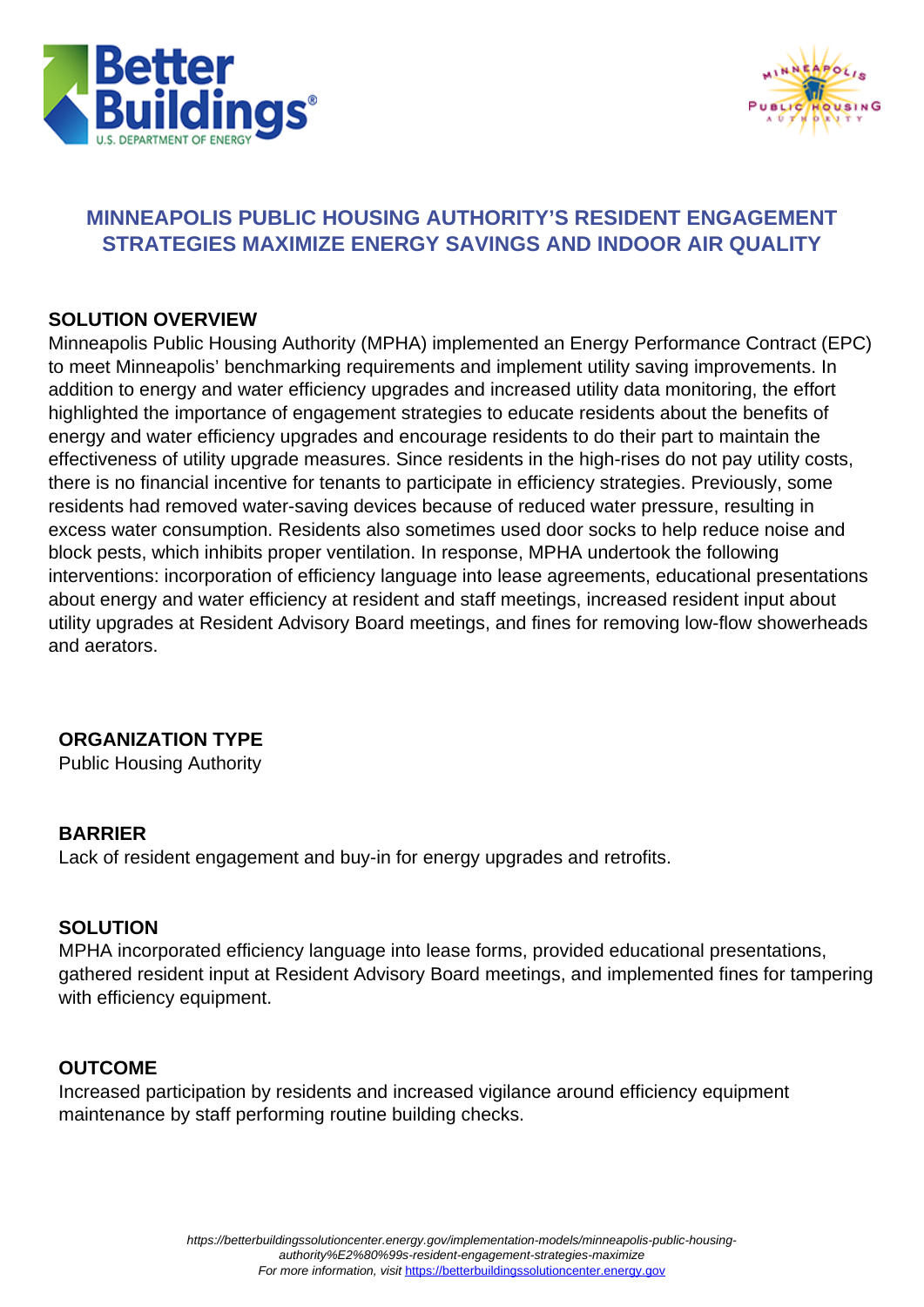# MINNEAPOLIS PUBLIC HOUSING AUTHORITY'S RESIDENT ENGAGEMENT STRATEGIES MAXIMIZE ENERGY SAVINGS AND INDOOR AIR QUALITY

## SOLUTION OVERVIEW

Minneapolis Public Housing Authority (MPHA) implemented an Energy Performance Contract (EPC) to meet Minneapolis' benchmarking requirements and implement utility saving improvements. In addition to energy and water efficiency upgrades and increased utility data monitoring, the effort highlighted the importance of engagement strategies to educate residents about the benefits of energy and water efficiency upgrades and encourage residents to do their part to maintain the effectiveness of utility upgrade measures. Since residents in the high-rises do not pay utility costs, there is no financial incentive for tenants to participate in efficiency strategies. Previously, some residents had removed water-saving devices because of reduced water pressure, resulting in excess water consumption. Residents also sometimes used door socks to help reduce noise and block pests, which inhibits proper ventilation. In response, MPHA undertook the following interventions: incorporation of efficiency language into lease agreements, educational presentations about energy and water efficiency at resident and staff meetings, increased resident input about utility upgrades at Resident Advisory Board meetings, and fines for removing low-flow showerheads and aerators.

## ORGANIZATION TYPE

Public Housing Authority

## BARRIER

Lack of resident engagement and buy-in for energy upgrades and retrofits.

## SOLUTION

MPHA incorporated efficiency language into lease forms, provided educational presentations, gathered resident input at Resident Advisory Board meetings, and implemented fines for tampering with efficiency equipment.

## OUTCOME

Increased participation by residents and increased vigilance around efficiency equipment maintenance by staff performing routine building checks.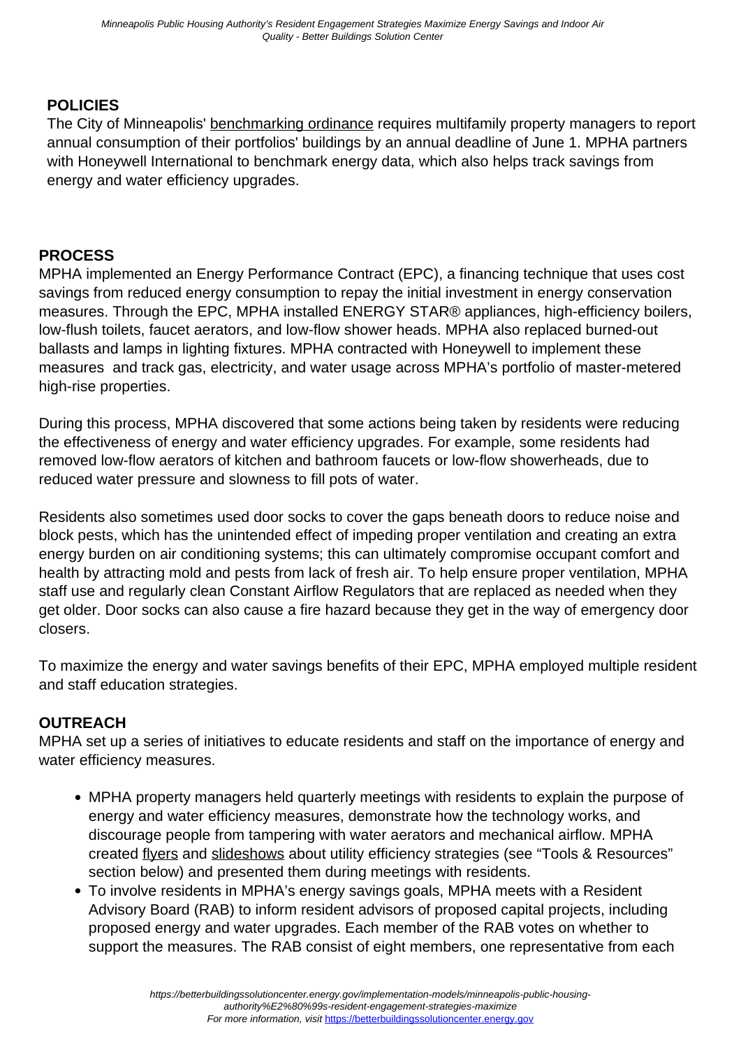## POLICIES

The City of Minneapolis' benchmarking ordinance requires multifamily property managers to report annual consumption of their portfolios' buildings by an annual deadline of June 1. MPHA partners with Honeywell International to benchmark energy data, which also helps track savings from energy and water efficiency upgrades.

## PROCESS

MPHA implemented an Energy Performance Contract (EPC), a financing technique that uses cost savings from reduced energy consumption to repay the initial investment in energy conservation measures. Through the EPC, MPHA installed ENERGY STAR® appliances, high-efficiency boilers, low-flush toilets, faucet aerators, and low-flow shower heads. MPHA also replaced burned-out ballasts and lamps in lighting fixtures. MPHA contracted with Honeywell to implement these measures and track gas, electricity, and water usage across MPHA's portfolio of master-metered high-rise properties.

During this process, MPHA discovered that some actions being taken by residents were reducing the effectiveness of energy and water efficiency upgrades. For example, some residents had removed low-flow aerators of kitchen and bathroom faucets or low-flow showerheads, due to reduced water pressure and slowness to fill pots of water.

Residents also sometimes used door socks to cover the gaps beneath doors to reduce noise and block pests, which has the unintended effect of impeding proper ventilation and creating an extra energy burden on air conditioning systems; this can ultimately compromise occupant comfort and health by attracting mold and pests from lack of fresh air. To help ensure proper ventilation, MPHA staff use and regularly clean Constant Airflow Regulators that are replaced as needed when they get older. Door socks can also cause a fire hazard because they get in the way of emergency door closers.

To maximize the energy and water savings benefits of their EPC, MPHA employed multiple resident and staff education strategies.

## OUTREACH

MPHA set up a series of initiatives to educate residents and staff on the importance of energy and water efficiency measures.

- MPHA property managers held quarterly meetings with residents to explain the purpose of energy and water efficiency measures, demonstrate how the technology works, and discourage people from tampering with water aerators and mechanical airflow. MPHA created flyers and slideshows about utility efficiency strategies (see "Tools & Resources" section below) and presented them during meetings with residents.
- To involve residents in MPHA's energy savings goals, MPHA meets with a Resident Advisory Board (RAB) to inform resident advisors of proposed capital projects, including proposed energy and water upgrades. Each member of the RAB votes on whether to support the measures. The RAB consist of eight members, one representative from each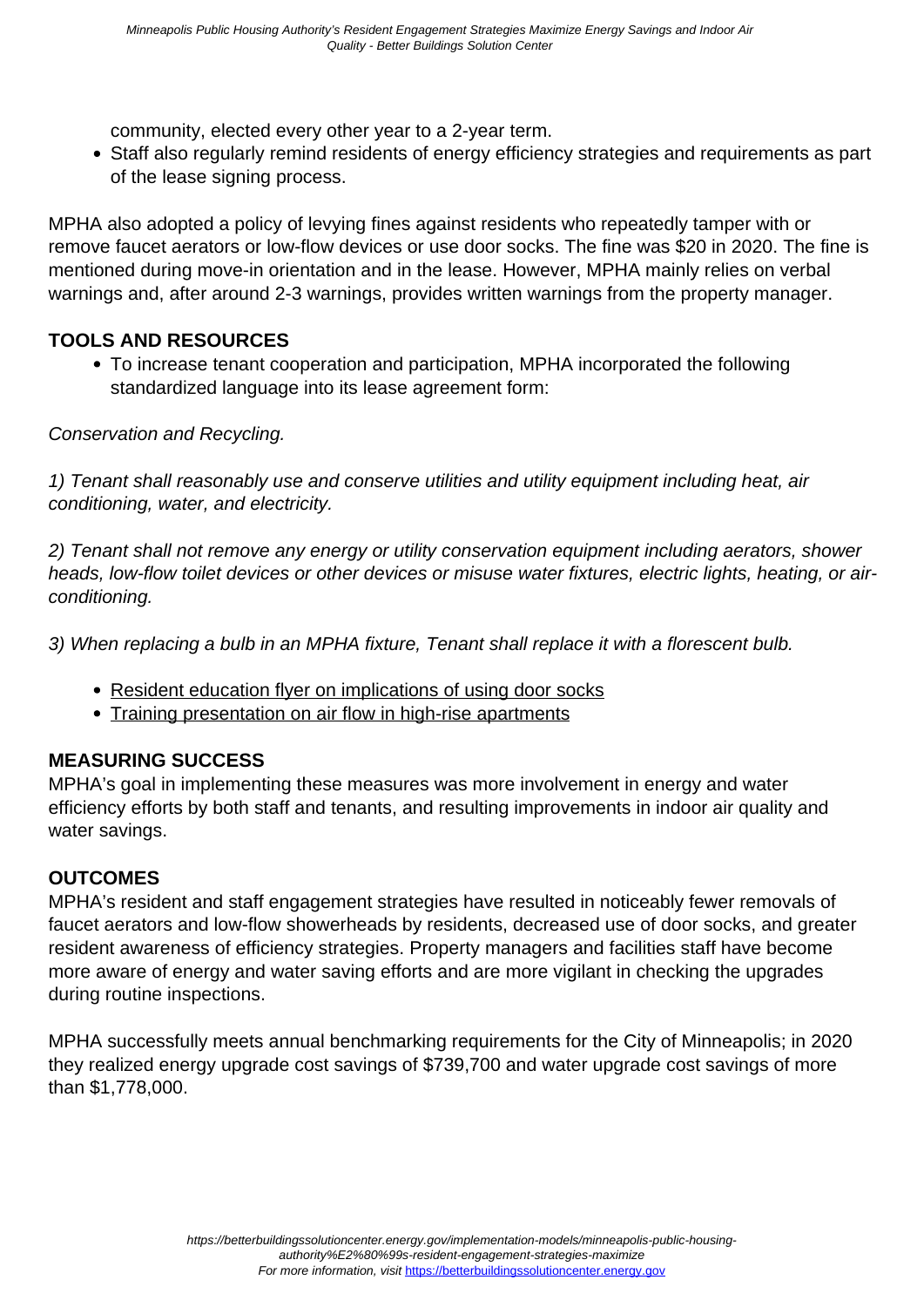community, elected every other year to a 2-year term.

- Staff also regularly remind residents of energy efficiency strategies and requirements as part of the lease signing process.

MPHA also adopted a policy of levying fines against residents who repeatedly tamper with or remove faucet aerators or low-flow devices or use door socks. The fine was $20 in 2020. The fine is mentioned during move-in orientation and in the lease. However, MPHA mainly relies on verbal warnings and, after around 2-3 warnings, provides written warnings from the property manager.

## TOOLS AND RESOURCES

- To increase tenant cooperation and participation, MPHA incorporated the following standardized language into its lease agreement form:

*Conservation and Recycling.*

*1) Tenant shall reasonably use and conserve utilities and utility equipment including heat, air conditioning, water, and electricity.*

*2) Tenant shall not remove any energy or utility conservation equipment including aerators, shower heads, low-flow toilet devices or other devices or misuse water fixtures, electric lights, heating, or air-conditioning.*

*3) When replacing a bulb in an MPHA fixture, Tenant shall replace it with a florescent bulb.*

- Resident education flyer on implications of using door socks
- Training presentation on air flow in high-rise apartments

## MEASURING SUCCESS

MPHA's goal in implementing these measures was more involvement in energy and water efficiency efforts by both staff and tenants, and resulting improvements in indoor air quality and water savings.

## OUTCOMES

MPHA's resident and staff engagement strategies have resulted in noticeably fewer removals of faucet aerators and low-flow showerheads by residents, decreased use of door socks, and greater resident awareness of efficiency strategies. Property managers and facilities staff have become more aware of energy and water saving efforts and are more vigilant in checking the upgrades during routine inspections.

MPHA successfully meets annual benchmarking requirements for the City of Minneapolis; in 2020 they realized energy upgrade cost savings of $739,700 and water upgrade cost savings of more than $1,778,000.